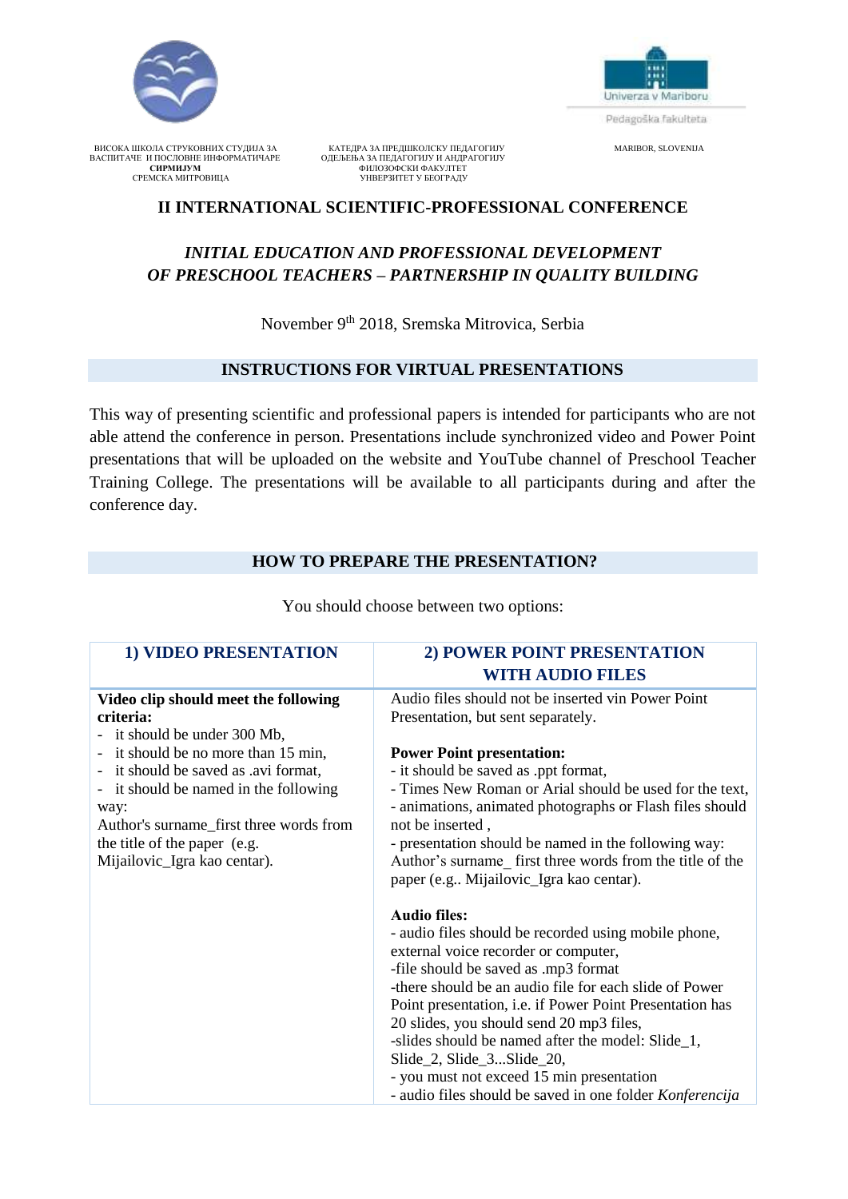ВИСОКА ШКОЛА СТРУКОВНИХ СТУДИЈА ЗА ВАСПИТАЧЕ И ПОСЛОВНЕ ИНФОРМАТИЧАРЕ
**СИРМИЈУМ**
СРЕМСКА МИТРОВИЦА

КАТЕДРА ЗА ПРЕДШКОЛСКУ ПЕДАГОГИЈУ
ОДЕЉЕЊА ЗА ПЕДАГОГИЈУ И АНДРАГОГИЈУ
ФИЛОЗОФСКИ ФАКУЛТЕТ
УНИВЕРЗИТЕТ У БЕОГРАДУ

Univerza v Mariboru
Pedagoška fakulteta
MARIBOR, SLOVENIJA

## II INTERNATIONAL SCIENTIFIC-PROFESSIONAL CONFERENCE

### *INITIAL EDUCATION AND PROFESSIONAL DEVELOPMENT OF PRESCHOOL TEACHERS – PARTNERSHIP IN QUALITY BUILDING*

November 9th 2018, Sremska Mitrovica, Serbia

## INSTRUCTIONS FOR VIRTUAL PRESENTATIONS

This way of presenting scientific and professional papers is intended for participants who are not able attend the conference in person. Presentations include synchronized video and Power Point presentations that will be uploaded on the website and YouTube channel of Preschool Teacher Training College. The presentations will be available to all participants during and after the conference day.

## HOW TO PREPARE THE PRESENTATION?

You should choose between two options:

| 1) VIDEO PRESENTATION | 2) POWER POINT PRESENTATION WITH AUDIO FILES |
|---|---|
| **Video clip should meet the following criteria:**<br>- it should be under 300 Mb,<br>- it should be no more than 15 min,<br>- it should be saved as .avi format,<br>- it should be named in the following way:<br>Author's surname_first three words from the title of the paper (e.g. Mijailovic_Igra kao centar). | Audio files should not be inserted vin Power Point Presentation, but sent separately.<br><br>**Power Point presentation:**<br>- it should be saved as .ppt format,<br>- Times New Roman or Arial should be used for the text,<br>- animations, animated photographs or Flash files should not be inserted ,<br>- presentation should be named in the following way: Author's surname_ first three words from the title of the paper (e.g.. Mijailovic_Igra kao centar).<br><br>**Audio files:**<br>- audio files should be recorded using mobile phone, external voice recorder or computer,<br>-file should be saved as .mp3 format<br>-there should be an audio file for each slide of Power Point presentation, i.e. if Power Point Presentation has 20 slides, you should send 20 mp3 files,<br>-slides should be named after the model: Slide_1, Slide_2, Slide_3...Slide_20,<br>- you must not exceed 15 min presentation<br>- audio files should be saved in one folder *Konferencija* |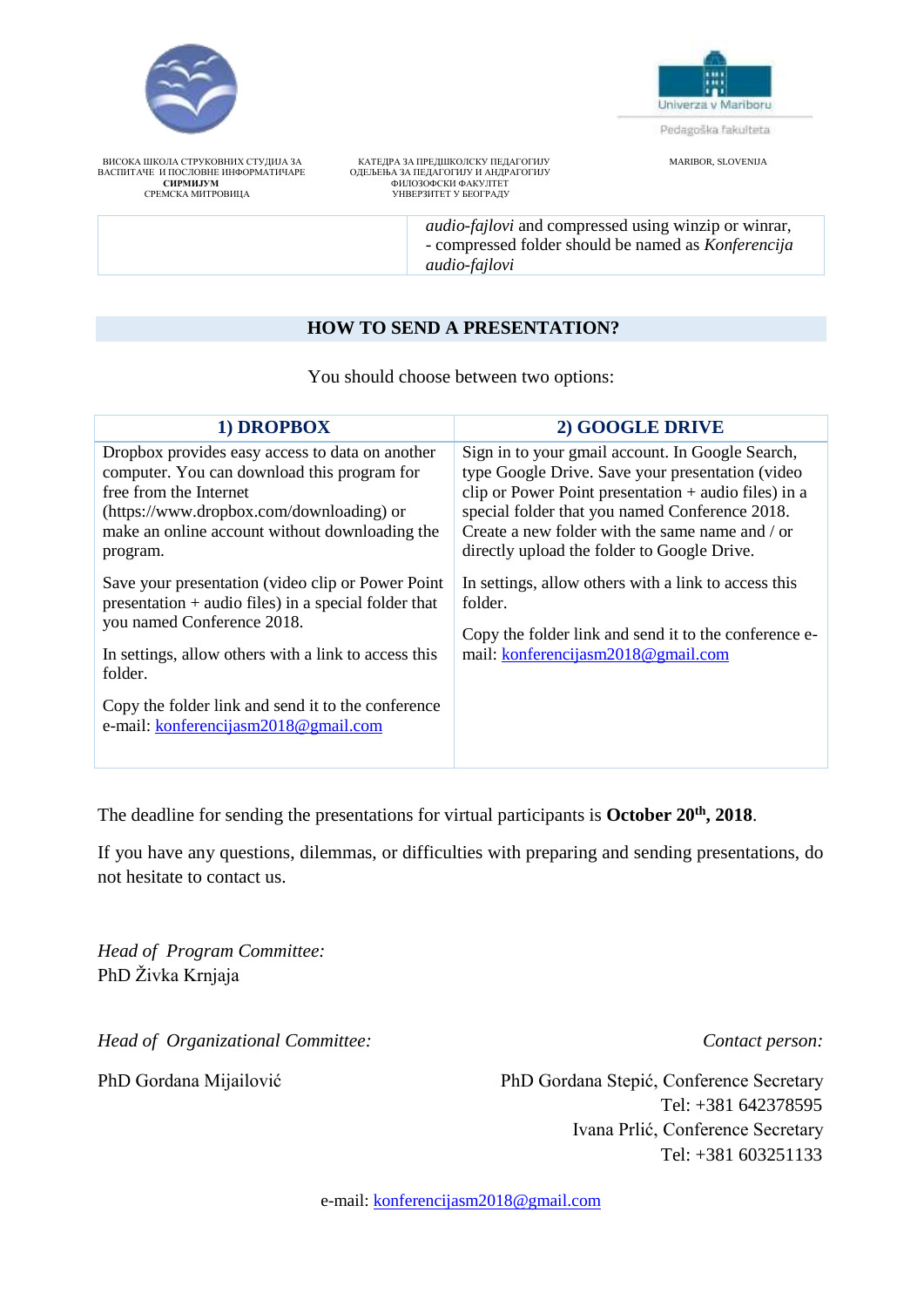ВИСОКА ШКОЛА СТРУКОВНИХ СТУДИЈА ЗА ВАСПИТАЧЕ И ПОСЛОВНЕ ИНФОРМАТИЧАРЕ **СИРМИЈУМ** СРЕМСКА МИТРОВИЦА

КАТЕДРА ЗА ПРЕДШКОЛСКУ ПЕДАГОГИЈУ ОДЕЉЕЊА ЗА ПЕДАГОГИЈУ И АНДРАГОГИЈУ ФИЛОЗОФСКИ ФАКУЛТЕТ УНИВЕРЗИТЕТ У БЕОГРАДУ

Univerza v Mariboru Pedagoška fakulteta

MARIBOR, SLOVENIJA

| | |
|---|---|
| | *audio-fajlovi* and compressed using winzip or winrar,<br>- compressed folder should be named as *Konferencija audio-fajlovi* |

## HOW TO SEND A PRESENTATION?

You should choose between two options:

| 1) DROPBOX | 2) GOOGLE DRIVE |
|---|---|
| Dropbox provides easy access to data on another computer. You can download this program for free from the Internet (https://www.dropbox.com/downloading) or make an online account without downloading the program.<br><br>Save your presentation (video clip or Power Point presentation + audio files) in a special folder that you named Conference 2018.<br><br>In settings, allow others with a link to access this folder.<br><br>Copy the folder link and send it to the conference e-mail: konferencijasm2018@gmail.com | Sign in to your gmail account. In Google Search, type Google Drive. Save your presentation (video clip or Power Point presentation + audio files) in a special folder that you named Conference 2018. Create a new folder with the same name and / or directly upload the folder to Google Drive.<br><br>In settings, allow others with a link to access this folder.<br><br>Copy the folder link and send it to the conference e-mail: konferencijasm2018@gmail.com |

The deadline for sending the presentations for virtual participants is **October 20th, 2018**.

If you have any questions, dilemmas, or difficulties with preparing and sending presentations, do not hesitate to contact us.

*Head of Program Committee:*
PhD Živka Krnjaja

*Head of Organizational Committee:*

PhD Gordana Mijailović

*Contact person:*

PhD Gordana Stepić, Conference Secretary
Tel: +381 642378595
Ivana Prlić, Conference Secretary
Tel: +381 603251133

e-mail: konferencijasm2018@gmail.com